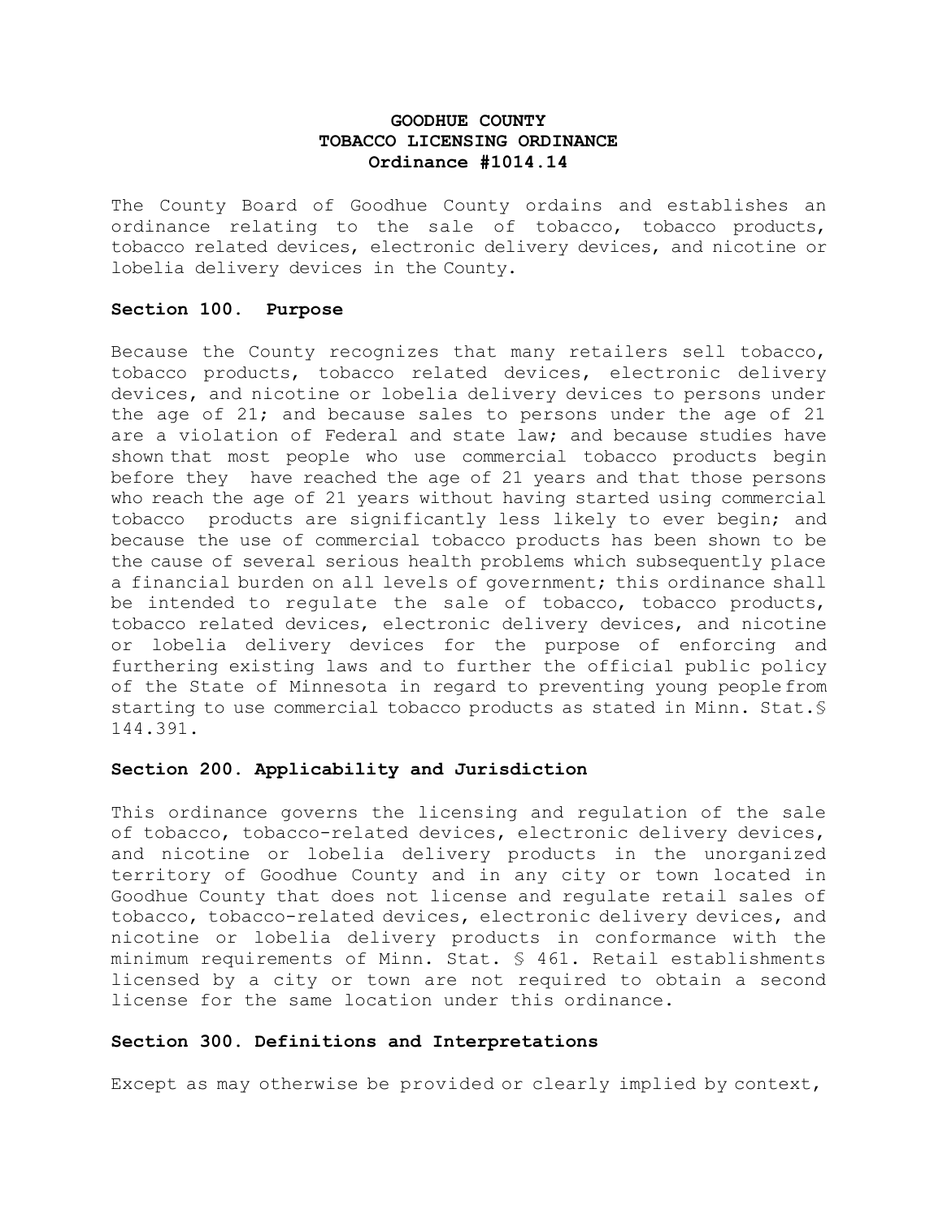# GOODHUE COUNTY
# TOBACCO LICENSING ORDINANCE
# Ordinance #1014.14

The County Board of Goodhue County ordains and establishes an ordinance relating to the sale of tobacco, tobacco products, tobacco related devices, electronic delivery devices, and nicotine or lobelia delivery devices in the County.

## Section 100. Purpose

Because the County recognizes that many retailers sell tobacco, tobacco products, tobacco related devices, electronic delivery devices, and nicotine or lobelia delivery devices to persons under the age of 21; and because sales to persons under the age of 21 are a violation of Federal and state law; and because studies have shown that most people who use commercial tobacco products begin before they have reached the age of 21 years and that those persons who reach the age of 21 years without having started using commercial tobacco products are significantly less likely to ever begin; and because the use of commercial tobacco products has been shown to be the cause of several serious health problems which subsequently place a financial burden on all levels of government; this ordinance shall be intended to regulate the sale of tobacco, tobacco products, tobacco related devices, electronic delivery devices, and nicotine or lobelia delivery devices for the purpose of enforcing and furthering existing laws and to further the official public policy of the State of Minnesota in regard to preventing young people from starting to use commercial tobacco products as stated in Minn. Stat.§ 144.391.

## Section 200. Applicability and Jurisdiction

This ordinance governs the licensing and regulation of the sale of tobacco, tobacco-related devices, electronic delivery devices, and nicotine or lobelia delivery products in the unorganized territory of Goodhue County and in any city or town located in Goodhue County that does not license and regulate retail sales of tobacco, tobacco-related devices, electronic delivery devices, and nicotine or lobelia delivery products in conformance with the minimum requirements of Minn. Stat. § 461. Retail establishments licensed by a city or town are not required to obtain a second license for the same location under this ordinance.

## Section 300. Definitions and Interpretations

Except as may otherwise be provided or clearly implied by context,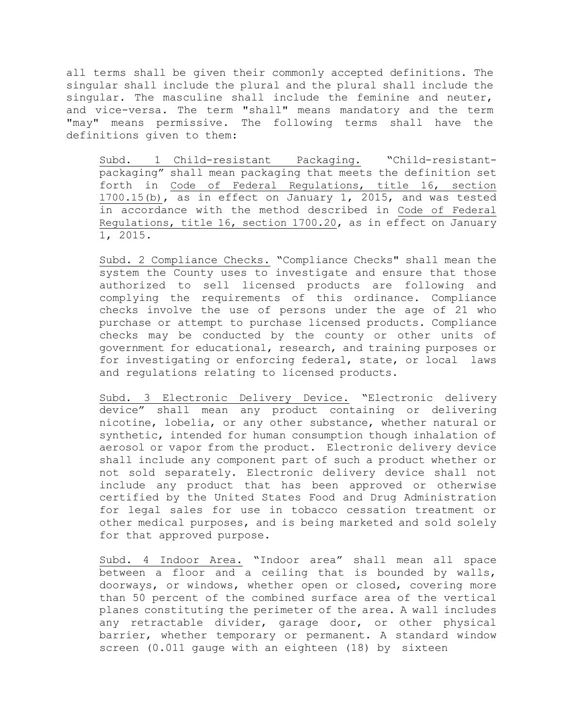all terms shall be given their commonly accepted definitions. The singular shall include the plural and the plural shall include the singular. The masculine shall include the feminine and neuter, and vice-versa. The term "shall" means mandatory and the term "may" means permissive. The following terms shall have the definitions given to them:

Subd. 1 Child-resistant Packaging. "Child-resistant-packaging" shall mean packaging that meets the definition set forth in Code of Federal Regulations, title 16, section 1700.15(b), as in effect on January 1, 2015, and was tested in accordance with the method described in Code of Federal Regulations, title 16, section 1700.20, as in effect on January 1, 2015.

Subd. 2 Compliance Checks. "Compliance Checks" shall mean the system the County uses to investigate and ensure that those authorized to sell licensed products are following and complying the requirements of this ordinance. Compliance checks involve the use of persons under the age of 21 who purchase or attempt to purchase licensed products. Compliance checks may be conducted by the county or other units of government for educational, research, and training purposes or for investigating or enforcing federal, state, or local laws and regulations relating to licensed products.

Subd. 3 Electronic Delivery Device. "Electronic delivery device" shall mean any product containing or delivering nicotine, lobelia, or any other substance, whether natural or synthetic, intended for human consumption though inhalation of aerosol or vapor from the product. Electronic delivery device shall include any component part of such a product whether or not sold separately. Electronic delivery device shall not include any product that has been approved or otherwise certified by the United States Food and Drug Administration for legal sales for use in tobacco cessation treatment or other medical purposes, and is being marketed and sold solely for that approved purpose.

Subd. 4 Indoor Area. "Indoor area" shall mean all space between a floor and a ceiling that is bounded by walls, doorways, or windows, whether open or closed, covering more than 50 percent of the combined surface area of the vertical planes constituting the perimeter of the area. A wall includes any retractable divider, garage door, or other physical barrier, whether temporary or permanent. A standard window screen (0.011 gauge with an eighteen (18) by sixteen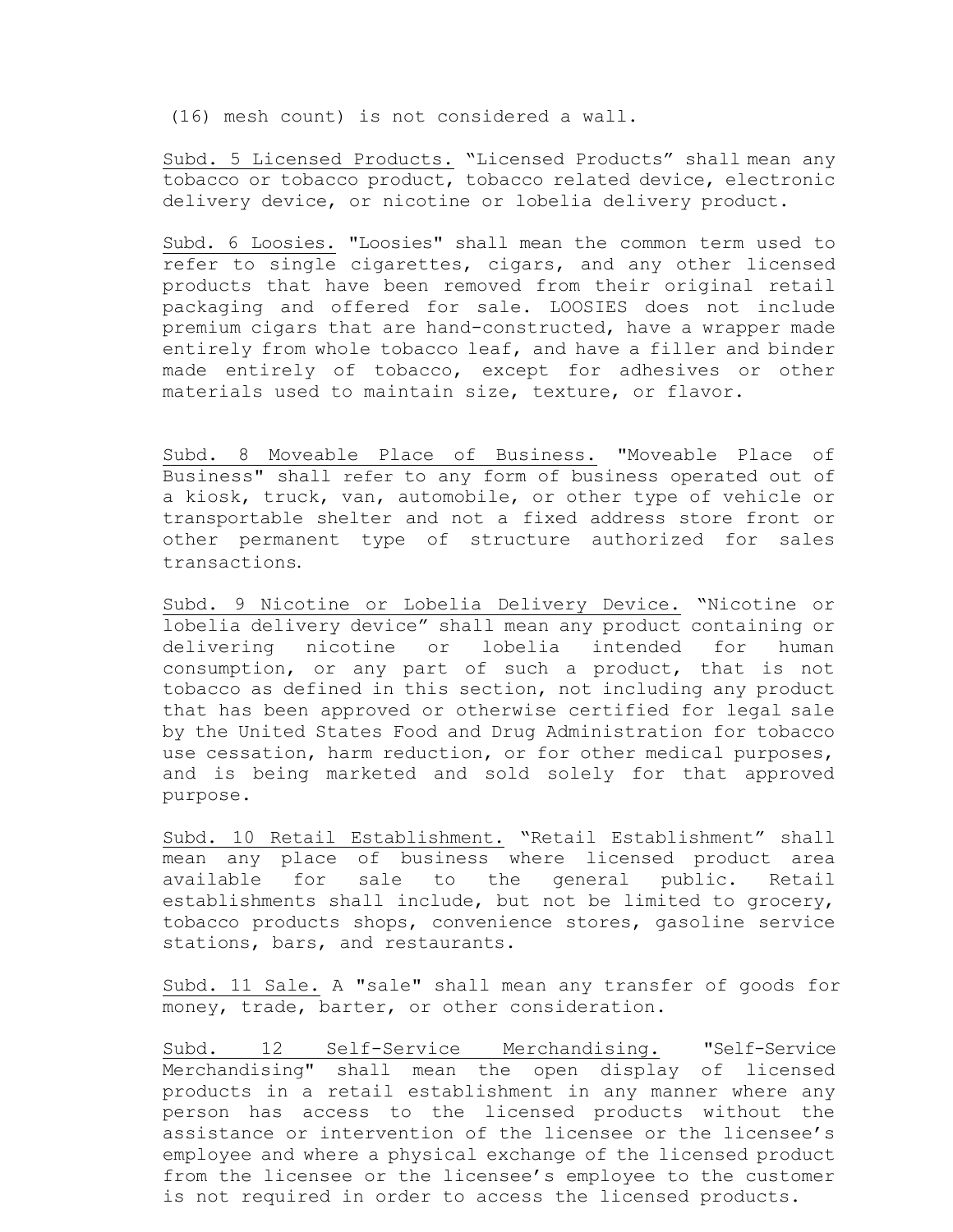(16) mesh count) is not considered a wall.

Subd. 5 Licensed Products. "Licensed Products" shall mean any tobacco or tobacco product, tobacco related device, electronic delivery device, or nicotine or lobelia delivery product.

Subd. 6 Loosies. "Loosies" shall mean the common term used to refer to single cigarettes, cigars, and any other licensed products that have been removed from their original retail packaging and offered for sale. LOOSIES does not include premium cigars that are hand-constructed, have a wrapper made entirely from whole tobacco leaf, and have a filler and binder made entirely of tobacco, except for adhesives or other materials used to maintain size, texture, or flavor.

Subd. 8 Moveable Place of Business. "Moveable Place of Business" shall refer to any form of business operated out of a kiosk, truck, van, automobile, or other type of vehicle or transportable shelter and not a fixed address store front or other permanent type of structure authorized for sales transactions.

Subd. 9 Nicotine or Lobelia Delivery Device. "Nicotine or lobelia delivery device" shall mean any product containing or delivering nicotine or lobelia intended for human consumption, or any part of such a product, that is not tobacco as defined in this section, not including any product that has been approved or otherwise certified for legal sale by the United States Food and Drug Administration for tobacco use cessation, harm reduction, or for other medical purposes, and is being marketed and sold solely for that approved purpose.

Subd. 10 Retail Establishment. "Retail Establishment" shall mean any place of business where licensed product area available for sale to the general public. Retail establishments shall include, but not be limited to grocery, tobacco products shops, convenience stores, gasoline service stations, bars, and restaurants.

Subd. 11 Sale. A "sale" shall mean any transfer of goods for money, trade, barter, or other consideration.

Subd. 12 Self-Service Merchandising. "Self-Service Merchandising" shall mean the open display of licensed products in a retail establishment in any manner where any person has access to the licensed products without the assistance or intervention of the licensee or the licensee's employee and where a physical exchange of the licensed product from the licensee or the licensee's employee to the customer is not required in order to access the licensed products.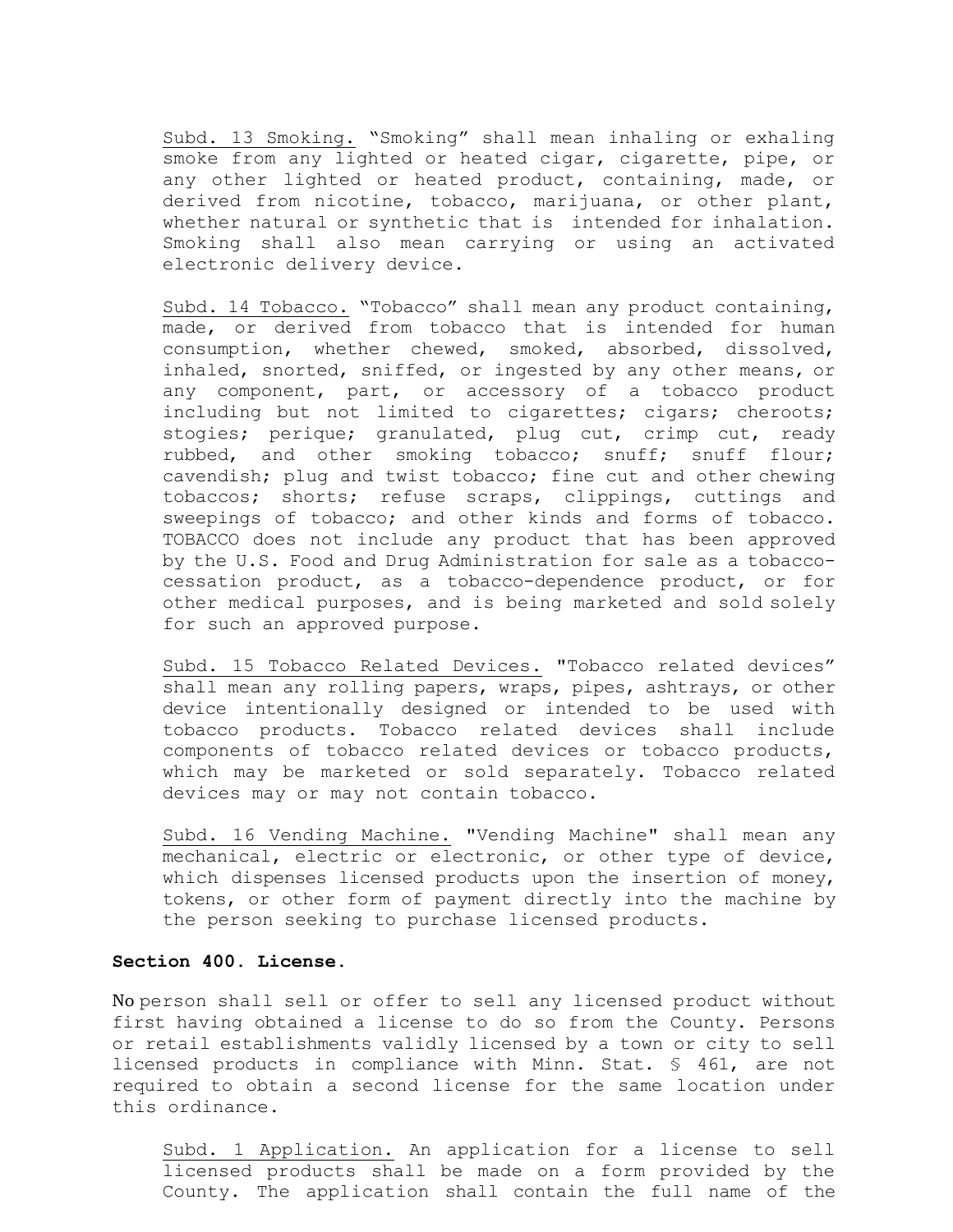Subd. 13 Smoking. "Smoking" shall mean inhaling or exhaling smoke from any lighted or heated cigar, cigarette, pipe, or any other lighted or heated product, containing, made, or derived from nicotine, tobacco, marijuana, or other plant, whether natural or synthetic that is intended for inhalation. Smoking shall also mean carrying or using an activated electronic delivery device.

Subd. 14 Tobacco. "Tobacco" shall mean any product containing, made, or derived from tobacco that is intended for human consumption, whether chewed, smoked, absorbed, dissolved, inhaled, snorted, sniffed, or ingested by any other means, or any component, part, or accessory of a tobacco product including but not limited to cigarettes; cigars; cheroots; stogies; perique; granulated, plug cut, crimp cut, ready rubbed, and other smoking tobacco; snuff; snuff flour; cavendish; plug and twist tobacco; fine cut and other chewing tobaccos; shorts; refuse scraps, clippings, cuttings and sweepings of tobacco; and other kinds and forms of tobacco. TOBACCO does not include any product that has been approved by the U.S. Food and Drug Administration for sale as a tobacco-cessation product, as a tobacco-dependence product, or for other medical purposes, and is being marketed and sold solely for such an approved purpose.

Subd. 15 Tobacco Related Devices. "Tobacco related devices" shall mean any rolling papers, wraps, pipes, ashtrays, or other device intentionally designed or intended to be used with tobacco products. Tobacco related devices shall include components of tobacco related devices or tobacco products, which may be marketed or sold separately. Tobacco related devices may or may not contain tobacco.

Subd. 16 Vending Machine. "Vending Machine" shall mean any mechanical, electric or electronic, or other type of device, which dispenses licensed products upon the insertion of money, tokens, or other form of payment directly into the machine by the person seeking to purchase licensed products.

**Section 400. License.**

No person shall sell or offer to sell any licensed product without first having obtained a license to do so from the County. Persons or retail establishments validly licensed by a town or city to sell licensed products in compliance with Minn. Stat. § 461, are not required to obtain a second license for the same location under this ordinance.

Subd. 1 Application. An application for a license to sell licensed products shall be made on a form provided by the County. The application shall contain the full name of the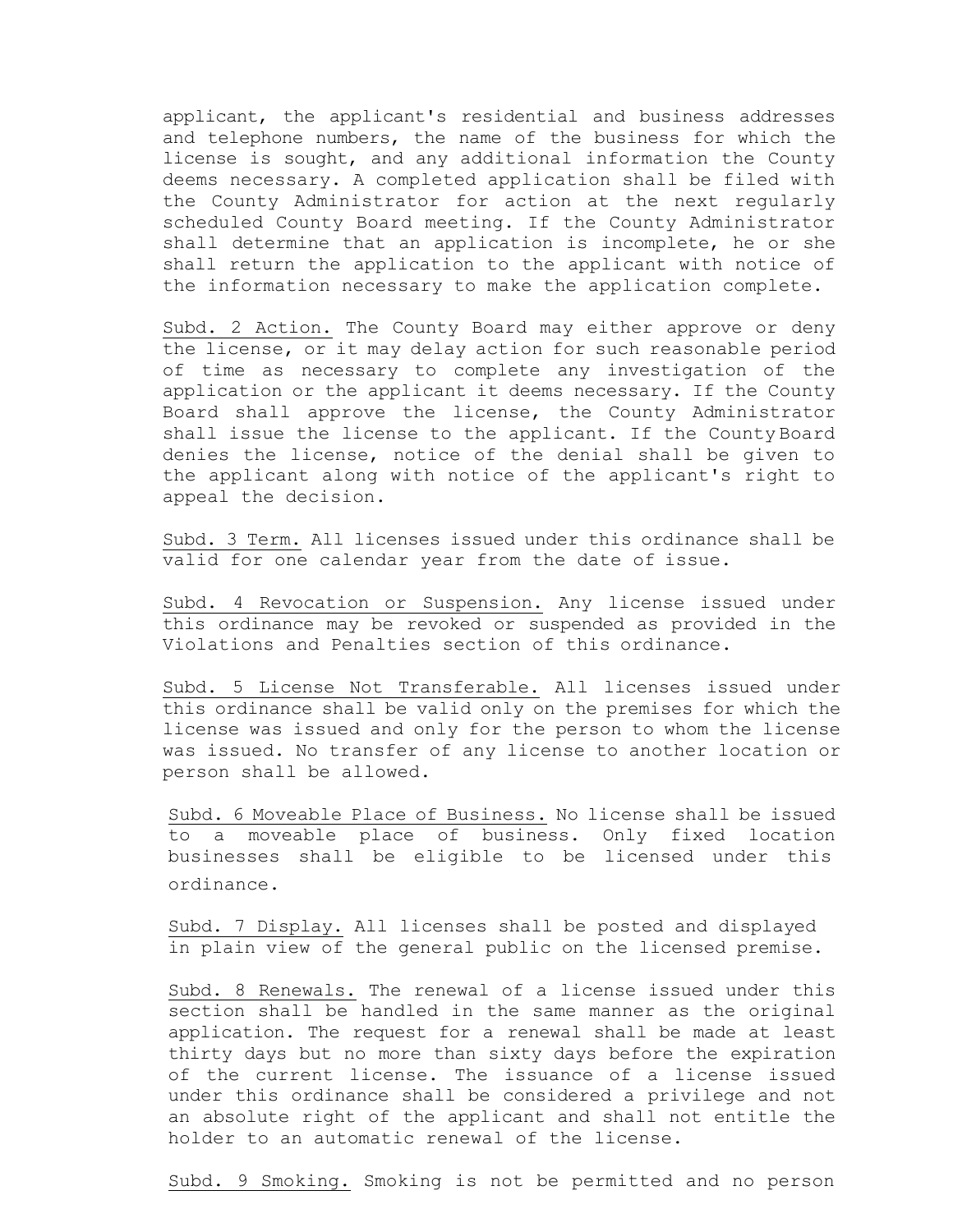applicant, the applicant's residential and business addresses and telephone numbers, the name of the business for which the license is sought, and any additional information the County deems necessary. A completed application shall be filed with the County Administrator for action at the next regularly scheduled County Board meeting. If the County Administrator shall determine that an application is incomplete, he or she shall return the application to the applicant with notice of the information necessary to make the application complete.

Subd. 2 Action. The County Board may either approve or deny the license, or it may delay action for such reasonable period of time as necessary to complete any investigation of the application or the applicant it deems necessary. If the County Board shall approve the license, the County Administrator shall issue the license to the applicant. If the County Board denies the license, notice of the denial shall be given to the applicant along with notice of the applicant's right to appeal the decision.

Subd. 3 Term. All licenses issued under this ordinance shall be valid for one calendar year from the date of issue.

Subd. 4 Revocation or Suspension. Any license issued under this ordinance may be revoked or suspended as provided in the Violations and Penalties section of this ordinance.

Subd. 5 License Not Transferable. All licenses issued under this ordinance shall be valid only on the premises for which the license was issued and only for the person to whom the license was issued. No transfer of any license to another location or person shall be allowed.

Subd. 6 Moveable Place of Business. No license shall be issued to a moveable place of business. Only fixed location businesses shall be eligible to be licensed under this ordinance.

Subd. 7 Display. All licenses shall be posted and displayed in plain view of the general public on the licensed premise.

Subd. 8 Renewals. The renewal of a license issued under this section shall be handled in the same manner as the original application. The request for a renewal shall be made at least thirty days but no more than sixty days before the expiration of the current license. The issuance of a license issued under this ordinance shall be considered a privilege and not an absolute right of the applicant and shall not entitle the holder to an automatic renewal of the license.

Subd. 9 Smoking. Smoking is not be permitted and no person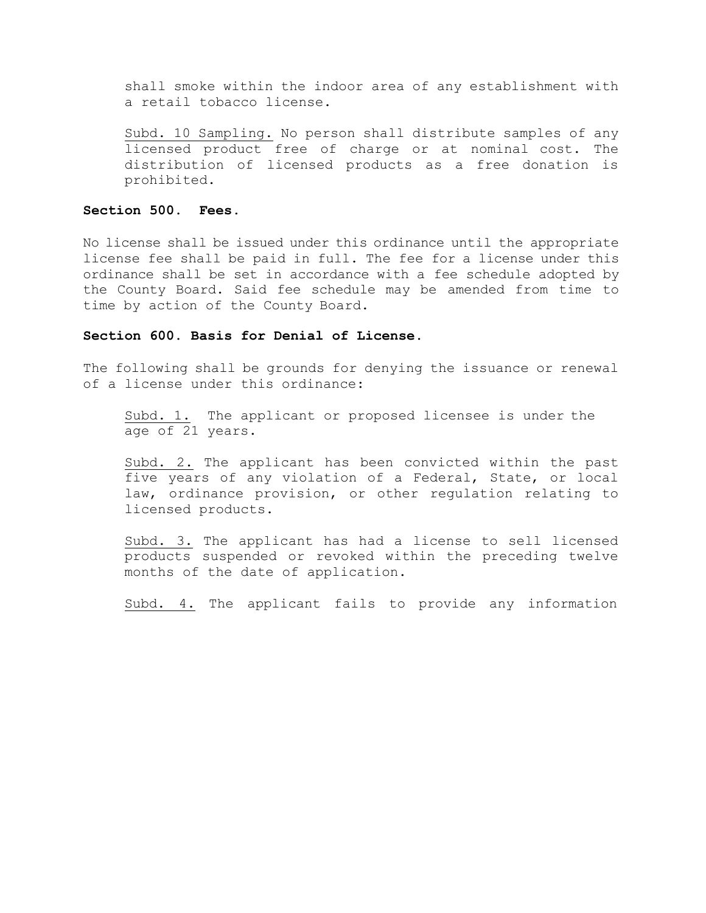shall smoke within the indoor area of any establishment with a retail tobacco license.

Subd. 10 Sampling. No person shall distribute samples of any licensed product free of charge or at nominal cost. The distribution of licensed products as a free donation is prohibited.

**Section 500. Fees.**

No license shall be issued under this ordinance until the appropriate license fee shall be paid in full. The fee for a license under this ordinance shall be set in accordance with a fee schedule adopted by the County Board. Said fee schedule may be amended from time to time by action of the County Board.

**Section 600. Basis for Denial of License.**

The following shall be grounds for denying the issuance or renewal of a license under this ordinance:

Subd. 1. The applicant or proposed licensee is under the age of 21 years.

Subd. 2. The applicant has been convicted within the past five years of any violation of a Federal, State, or local law, ordinance provision, or other regulation relating to licensed products.

Subd. 3. The applicant has had a license to sell licensed products suspended or revoked within the preceding twelve months of the date of application.

Subd. 4. The applicant fails to provide any information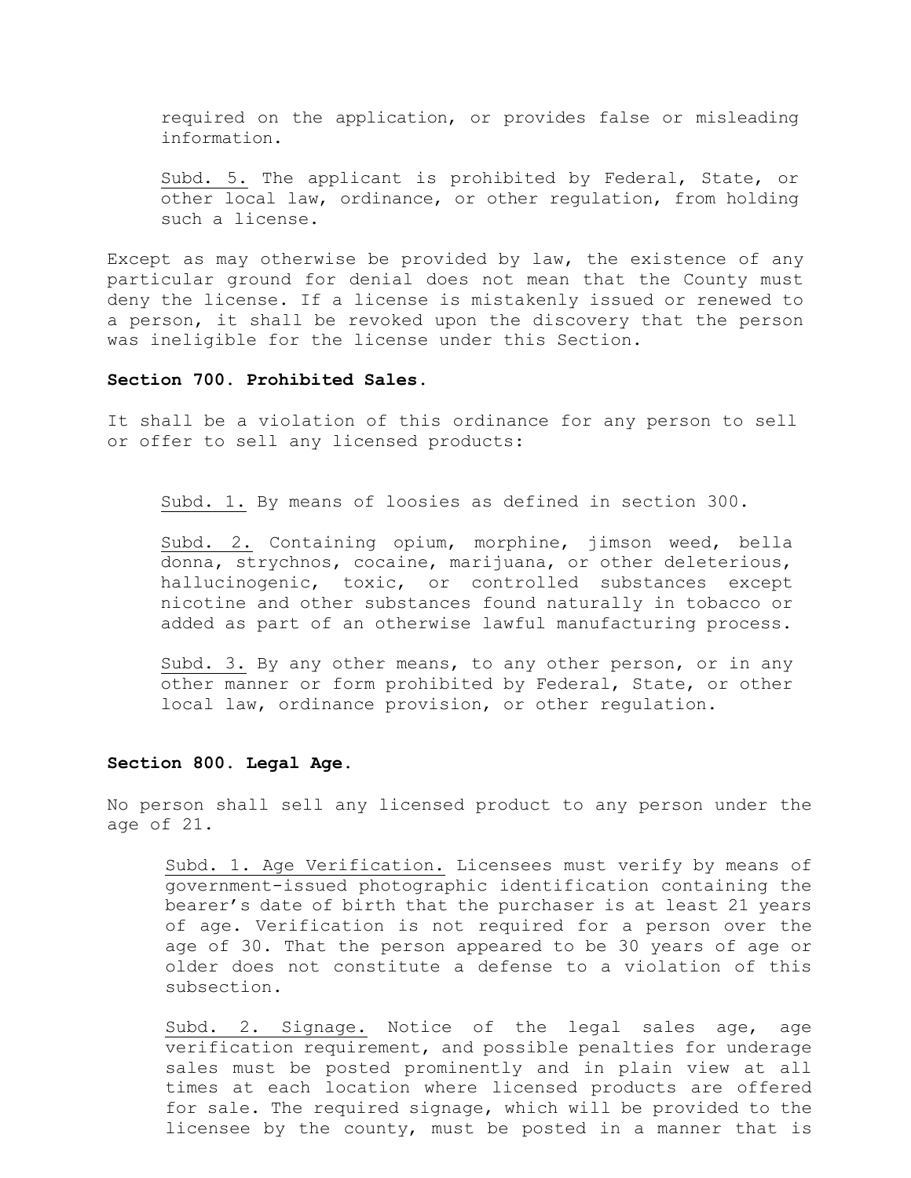required on the application, or provides false or misleading information.

Subd. 5. The applicant is prohibited by Federal, State, or other local law, ordinance, or other regulation, from holding such a license.

Except as may otherwise be provided by law, the existence of any particular ground for denial does not mean that the County must deny the license. If a license is mistakenly issued or renewed to a person, it shall be revoked upon the discovery that the person was ineligible for the license under this Section.

**Section 700. Prohibited Sales.**

It shall be a violation of this ordinance for any person to sell or offer to sell any licensed products:

Subd. 1. By means of loosies as defined in section 300.

Subd. 2. Containing opium, morphine, jimson weed, bella donna, strychnos, cocaine, marijuana, or other deleterious, hallucinogenic, toxic, or controlled substances except nicotine and other substances found naturally in tobacco or added as part of an otherwise lawful manufacturing process.

Subd. 3. By any other means, to any other person, or in any other manner or form prohibited by Federal, State, or other local law, ordinance provision, or other regulation.

**Section 800. Legal Age.**

No person shall sell any licensed product to any person under the age of 21.

Subd. 1. Age Verification. Licensees must verify by means of government-issued photographic identification containing the bearer's date of birth that the purchaser is at least 21 years of age. Verification is not required for a person over the age of 30. That the person appeared to be 30 years of age or older does not constitute a defense to a violation of this subsection.

Subd. 2. Signage. Notice of the legal sales age, age verification requirement, and possible penalties for underage sales must be posted prominently and in plain view at all times at each location where licensed products are offered for sale. The required signage, which will be provided to the licensee by the county, must be posted in a manner that is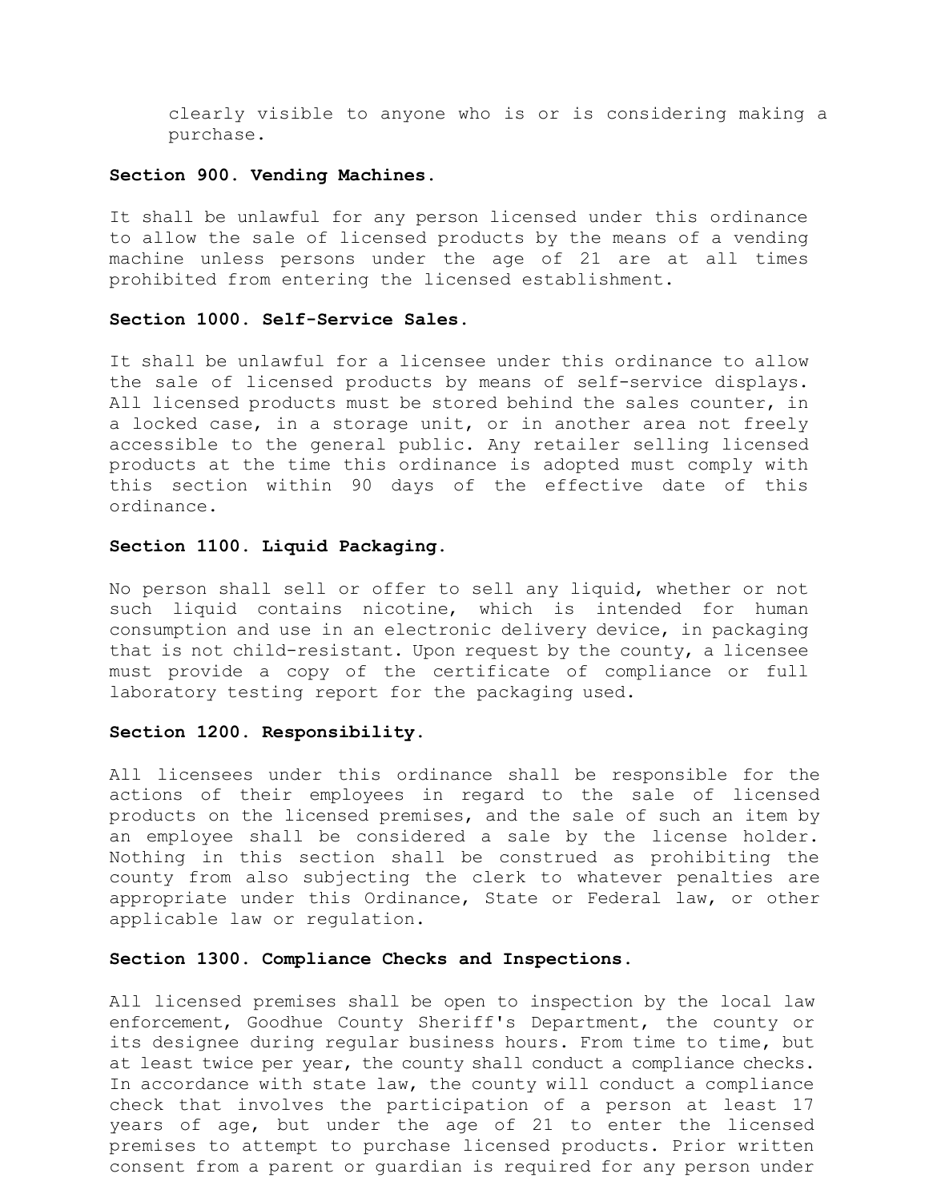clearly visible to anyone who is or is considering making a purchase.

**Section 900. Vending Machines.**

It shall be unlawful for any person licensed under this ordinance to allow the sale of licensed products by the means of a vending machine unless persons under the age of 21 are at all times prohibited from entering the licensed establishment.

**Section 1000. Self-Service Sales.**

It shall be unlawful for a licensee under this ordinance to allow the sale of licensed products by means of self-service displays. All licensed products must be stored behind the sales counter, in a locked case, in a storage unit, or in another area not freely accessible to the general public. Any retailer selling licensed products at the time this ordinance is adopted must comply with this section within 90 days of the effective date of this ordinance.

**Section 1100. Liquid Packaging.**

No person shall sell or offer to sell any liquid, whether or not such liquid contains nicotine, which is intended for human consumption and use in an electronic delivery device, in packaging that is not child-resistant. Upon request by the county, a licensee must provide a copy of the certificate of compliance or full laboratory testing report for the packaging used.

**Section 1200. Responsibility.**

All licensees under this ordinance shall be responsible for the actions of their employees in regard to the sale of licensed products on the licensed premises, and the sale of such an item by an employee shall be considered a sale by the license holder. Nothing in this section shall be construed as prohibiting the county from also subjecting the clerk to whatever penalties are appropriate under this Ordinance, State or Federal law, or other applicable law or regulation.

**Section 1300. Compliance Checks and Inspections.**

All licensed premises shall be open to inspection by the local law enforcement, Goodhue County Sheriff's Department, the county or its designee during regular business hours. From time to time, but at least twice per year, the county shall conduct a compliance checks. In accordance with state law, the county will conduct a compliance check that involves the participation of a person at least 17 years of age, but under the age of 21 to enter the licensed premises to attempt to purchase licensed products. Prior written consent from a parent or guardian is required for any person under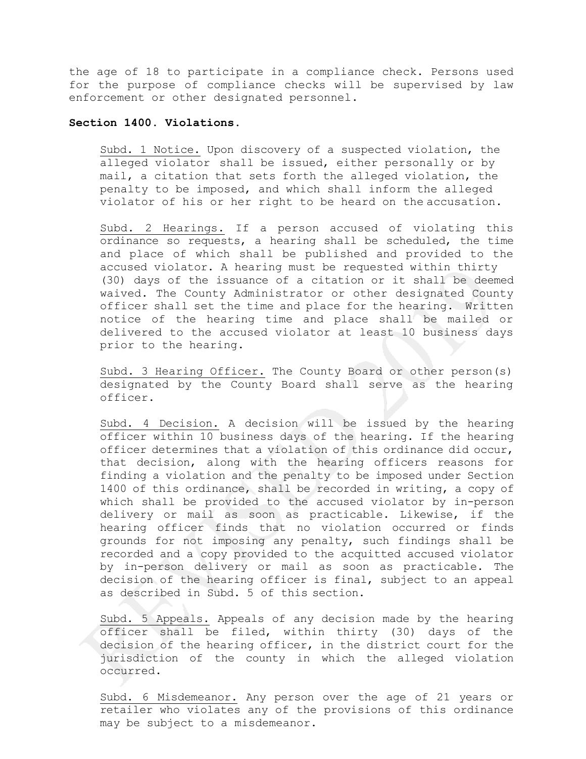the age of 18 to participate in a compliance check. Persons used for the purpose of compliance checks will be supervised by law enforcement or other designated personnel.

**Section 1400. Violations.**

Subd. 1 Notice. Upon discovery of a suspected violation, the alleged violator shall be issued, either personally or by mail, a citation that sets forth the alleged violation, the penalty to be imposed, and which shall inform the alleged violator of his or her right to be heard on the accusation.

Subd. 2 Hearings. If a person accused of violating this ordinance so requests, a hearing shall be scheduled, the time and place of which shall be published and provided to the accused violator. A hearing must be requested within thirty (30) days of the issuance of a citation or it shall be deemed waived. The County Administrator or other designated County officer shall set the time and place for the hearing. Written notice of the hearing time and place shall be mailed or delivered to the accused violator at least 10 business days prior to the hearing.

Subd. 3 Hearing Officer. The County Board or other person(s) designated by the County Board shall serve as the hearing officer.

Subd. 4 Decision. A decision will be issued by the hearing officer within 10 business days of the hearing. If the hearing officer determines that a violation of this ordinance did occur, that decision, along with the hearing officers reasons for finding a violation and the penalty to be imposed under Section 1400 of this ordinance, shall be recorded in writing, a copy of which shall be provided to the accused violator by in-person delivery or mail as soon as practicable. Likewise, if the hearing officer finds that no violation occurred or finds grounds for not imposing any penalty, such findings shall be recorded and a copy provided to the acquitted accused violator by in-person delivery or mail as soon as practicable. The decision of the hearing officer is final, subject to an appeal as described in Subd. 5 of this section.

Subd. 5 Appeals. Appeals of any decision made by the hearing officer shall be filed, within thirty (30) days of the decision of the hearing officer, in the district court for the jurisdiction of the county in which the alleged violation occurred.

Subd. 6 Misdemeanor. Any person over the age of 21 years or retailer who violates any of the provisions of this ordinance may be subject to a misdemeanor.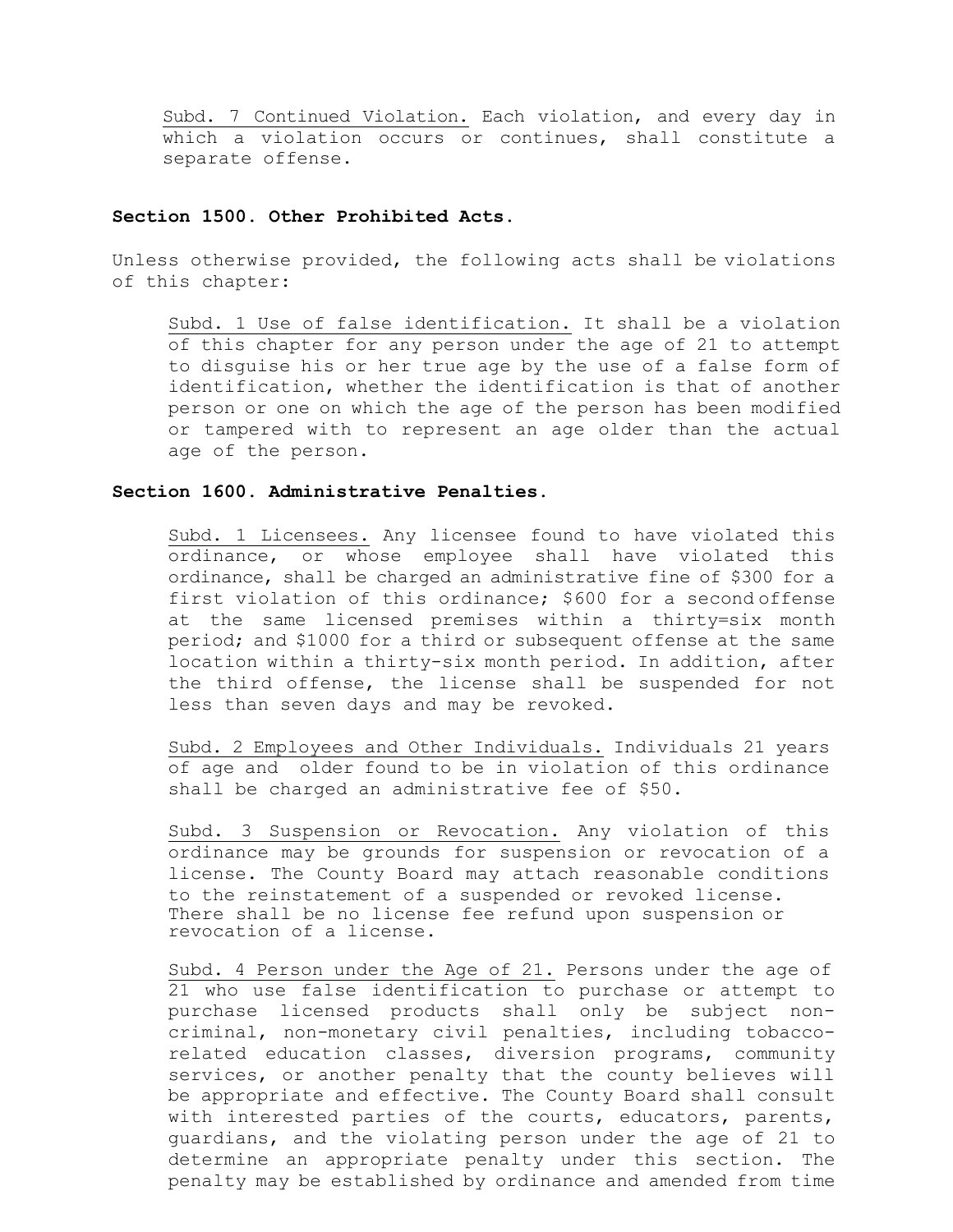Subd. 7 Continued Violation. Each violation, and every day in which a violation occurs or continues, shall constitute a separate offense.

**Section 1500. Other Prohibited Acts.**

Unless otherwise provided, the following acts shall be violations of this chapter:

Subd. 1 Use of false identification. It shall be a violation of this chapter for any person under the age of 21 to attempt to disguise his or her true age by the use of a false form of identification, whether the identification is that of another person or one on which the age of the person has been modified or tampered with to represent an age older than the actual age of the person.

**Section 1600. Administrative Penalties.**

Subd. 1 Licensees. Any licensee found to have violated this ordinance, or whose employee shall have violated this ordinance, shall be charged an administrative fine of $300 for a first violation of this ordinance; $600 for a second offense at the same licensed premises within a thirty=six month period; and $1000 for a third or subsequent offense at the same location within a thirty-six month period. In addition, after the third offense, the license shall be suspended for not less than seven days and may be revoked.

Subd. 2 Employees and Other Individuals. Individuals 21 years of age and older found to be in violation of this ordinance shall be charged an administrative fee of $50.

Subd. 3 Suspension or Revocation. Any violation of this ordinance may be grounds for suspension or revocation of a license. The County Board may attach reasonable conditions to the reinstatement of a suspended or revoked license. There shall be no license fee refund upon suspension or revocation of a license.

Subd. 4 Person under the Age of 21. Persons under the age of 21 who use false identification to purchase or attempt to purchase licensed products shall only be subject non-criminal, non-monetary civil penalties, including tobacco-related education classes, diversion programs, community services, or another penalty that the county believes will be appropriate and effective. The County Board shall consult with interested parties of the courts, educators, parents, guardians, and the violating person under the age of 21 to determine an appropriate penalty under this section. The penalty may be established by ordinance and amended from time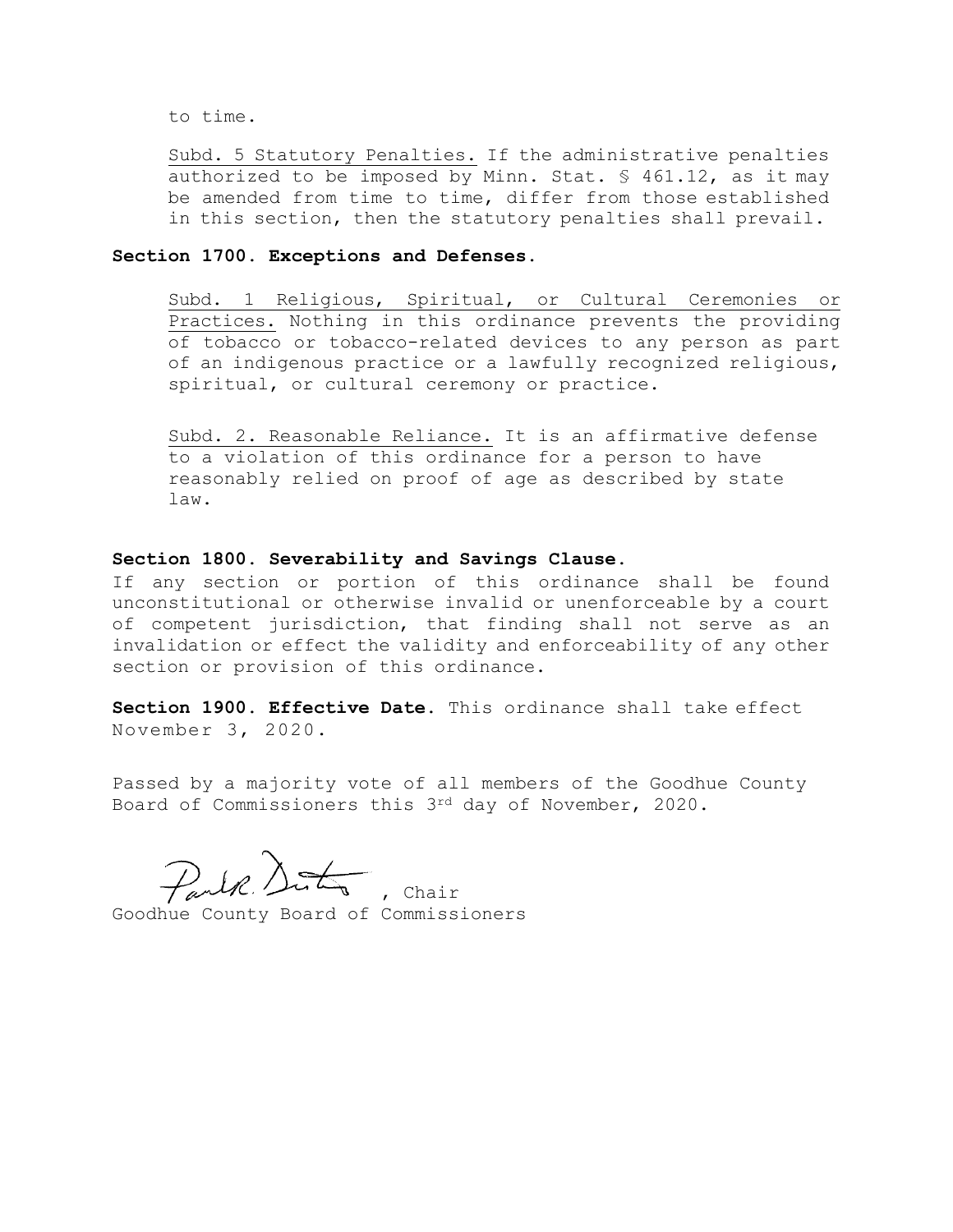to time.

Subd. 5 Statutory Penalties. If the administrative penalties authorized to be imposed by Minn. Stat. § 461.12, as it may be amended from time to time, differ from those established in this section, then the statutory penalties shall prevail.

**Section 1700. Exceptions and Defenses.**

Subd. 1 Religious, Spiritual, or Cultural Ceremonies or Practices. Nothing in this ordinance prevents the providing of tobacco or tobacco-related devices to any person as part of an indigenous practice or a lawfully recognized religious, spiritual, or cultural ceremony or practice.

Subd. 2. Reasonable Reliance. It is an affirmative defense to a violation of this ordinance for a person to have reasonably relied on proof of age as described by state law.

**Section 1800. Severability and Savings Clause.**

If any section or portion of this ordinance shall be found unconstitutional or otherwise invalid or unenforceable by a court of competent jurisdiction, that finding shall not serve as an invalidation or effect the validity and enforceability of any other section or provision of this ordinance.

**Section 1900. Effective Date.** This ordinance shall take effect November 3, 2020.

Passed by a majority vote of all members of the Goodhue County Board of Commissioners this 3rd day of November, 2020.

Paul R. Drotos, Chair
Goodhue County Board of Commissioners